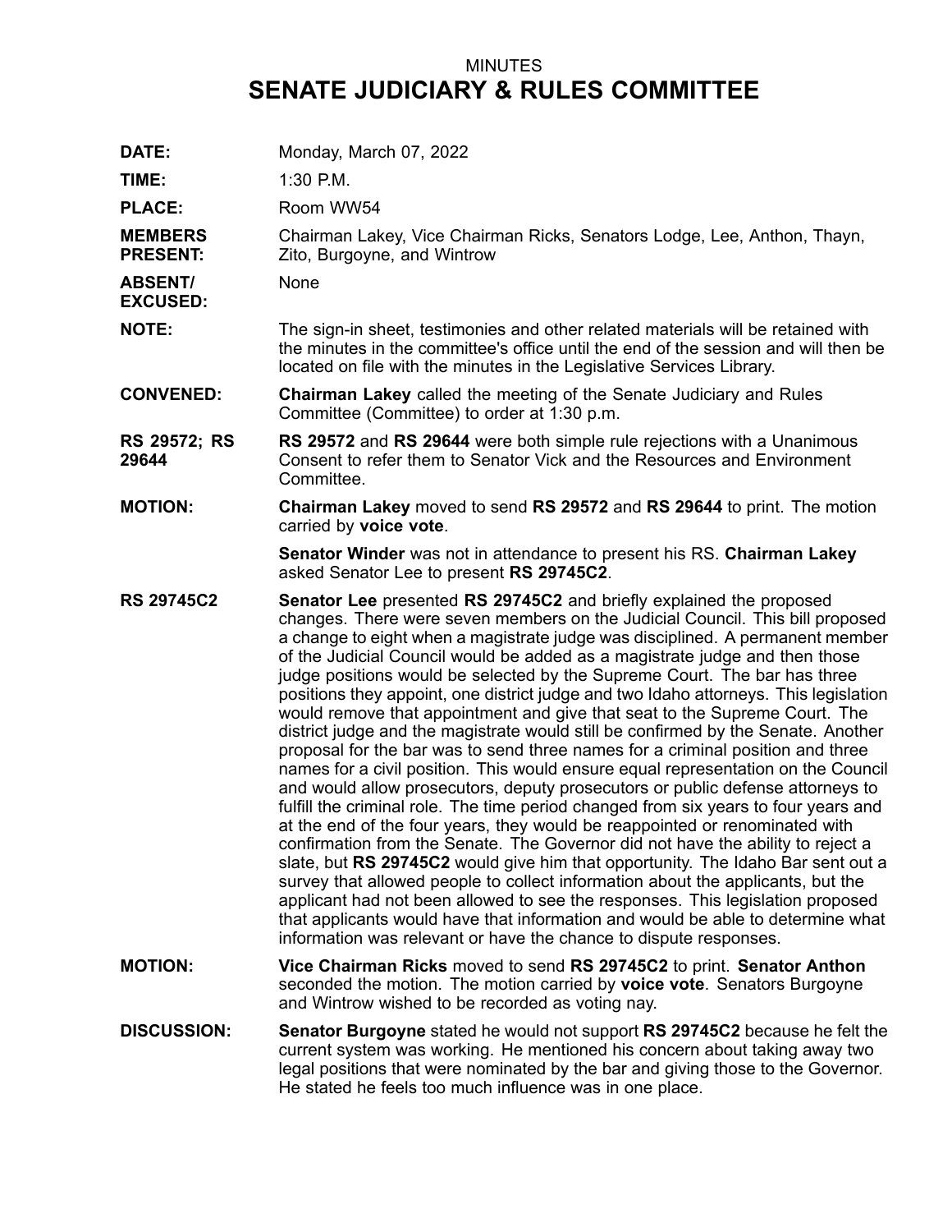MINUTES

# SENATE JUDICIARY & RULES COMMITTEE

**DATE:** Monday, March 07, 2022

**TIME:** 1:30 P.M.

**PLACE:** Room WW54

**MEMBERS PRESENT:** Chairman Lakey, Vice Chairman Ricks, Senators Lodge, Lee, Anthon, Thayn, Zito, Burgoyne, and Wintrow

**ABSENT/ EXCUSED:** None

**NOTE:** The sign-in sheet, testimonies and other related materials will be retained with the minutes in the committee's office until the end of the session and will then be located on file with the minutes in the Legislative Services Library.

**CONVENED:** **Chairman Lakey** called the meeting of the Senate Judiciary and Rules Committee (Committee) to order at 1:30 p.m.

**RS 29572; RS 29644** **RS 29572** and **RS 29644** were both simple rule rejections with a Unanimous Consent to refer them to Senator Vick and the Resources and Environment Committee.

**MOTION:** **Chairman Lakey** moved to send **RS 29572** and **RS 29644** to print. The motion carried by **voice vote**.

**Senator Winder** was not in attendance to present his RS. **Chairman Lakey** asked Senator Lee to present **RS 29745C2**.

**RS 29745C2** **Senator Lee** presented **RS 29745C2** and briefly explained the proposed changes. There were seven members on the Judicial Council. This bill proposed a change to eight when a magistrate judge was disciplined. A permanent member of the Judicial Council would be added as a magistrate judge and then those judge positions would be selected by the Supreme Court. The bar has three positions they appoint, one district judge and two Idaho attorneys. This legislation would remove that appointment and give that seat to the Supreme Court. The district judge and the magistrate would still be confirmed by the Senate. Another proposal for the bar was to send three names for a criminal position and three names for a civil position. This would ensure equal representation on the Council and would allow prosecutors, deputy prosecutors or public defense attorneys to fulfill the criminal role. The time period changed from six years to four years and at the end of the four years, they would be reappointed or renominated with confirmation from the Senate. The Governor did not have the ability to reject a slate, but **RS 29745C2** would give him that opportunity. The Idaho Bar sent out a survey that allowed people to collect information about the applicants, but the applicant had not been allowed to see the responses. This legislation proposed that applicants would have that information and would be able to determine what information was relevant or have the chance to dispute responses.

**MOTION:** **Vice Chairman Ricks** moved to send **RS 29745C2** to print. **Senator Anthon** seconded the motion. The motion carried by **voice vote**. Senators Burgoyne and Wintrow wished to be recorded as voting nay.

**DISCUSSION:** **Senator Burgoyne** stated he would not support **RS 29745C2** because he felt the current system was working. He mentioned his concern about taking away two legal positions that were nominated by the bar and giving those to the Governor. He stated he feels too much influence was in one place.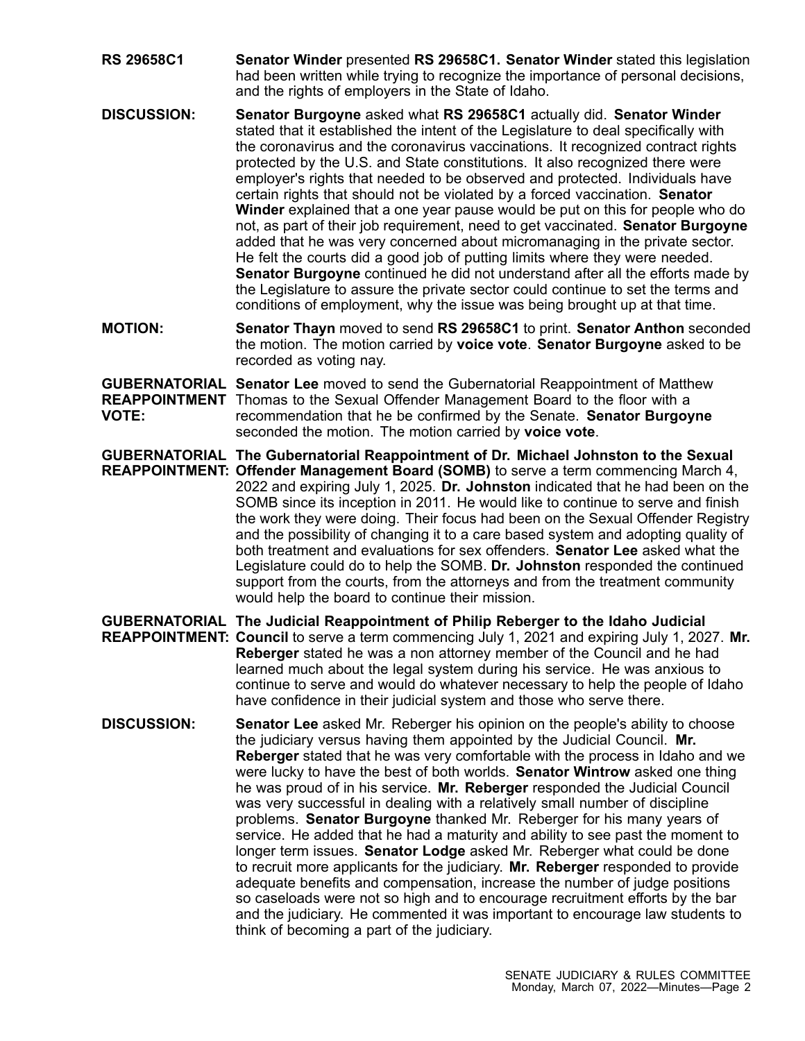**RS 29658C1** **Senator Winder** presented **RS 29658C1.** **Senator Winder** stated this legislation had been written while trying to recognize the importance of personal decisions, and the rights of employers in the State of Idaho.

**DISCUSSION:** **Senator Burgoyne** asked what **RS 29658C1** actually did. **Senator Winder** stated that it established the intent of the Legislature to deal specifically with the coronavirus and the coronavirus vaccinations. It recognized contract rights protected by the U.S. and State constitutions. It also recognized there were employer's rights that needed to be observed and protected. Individuals have certain rights that should not be violated by a forced vaccination. **Senator Winder** explained that a one year pause would be put on this for people who do not, as part of their job requirement, need to get vaccinated. **Senator Burgoyne** added that he was very concerned about micromanaging in the private sector. He felt the courts did a good job of putting limits where they were needed. **Senator Burgoyne** continued he did not understand after all the efforts made by the Legislature to assure the private sector could continue to set the terms and conditions of employment, why the issue was being brought up at that time.

**MOTION:** **Senator Thayn** moved to send **RS 29658C1** to print. **Senator Anthon** seconded the motion. The motion carried by **voice vote**. **Senator Burgoyne** asked to be recorded as voting nay.

**GUBERNATORIAL REAPPOINTMENT VOTE:** **Senator Lee** moved to send the Gubernatorial Reappointment of Matthew Thomas to the Sexual Offender Management Board to the floor with a recommendation that he be confirmed by the Senate. **Senator Burgoyne** seconded the motion. The motion carried by **voice vote**.

**GUBERNATORIAL REAPPOINTMENT:** **The Gubernatorial Reappointment of Dr. Michael Johnston to the Sexual Offender Management Board (SOMB)** to serve a term commencing March 4, 2022 and expiring July 1, 2025. **Dr. Johnston** indicated that he had been on the SOMB since its inception in 2011. He would like to continue to serve and finish the work they were doing. Their focus had been on the Sexual Offender Registry and the possibility of changing it to a care based system and adopting quality of both treatment and evaluations for sex offenders. **Senator Lee** asked what the Legislature could do to help the SOMB. **Dr. Johnston** responded the continued support from the courts, from the attorneys and from the treatment community would help the board to continue their mission.

**GUBERNATORIAL REAPPOINTMENT:** **The Judicial Reappointment of Philip Reberger to the Idaho Judicial Council** to serve a term commencing July 1, 2021 and expiring July 1, 2027. **Mr. Reberger** stated he was a non attorney member of the Council and he had learned much about the legal system during his service. He was anxious to continue to serve and would do whatever necessary to help the people of Idaho have confidence in their judicial system and those who serve there.

**DISCUSSION:** **Senator Lee** asked Mr. Reberger his opinion on the people's ability to choose the judiciary versus having them appointed by the Judicial Council. **Mr. Reberger** stated that he was very comfortable with the process in Idaho and we were lucky to have the best of both worlds. **Senator Wintrow** asked one thing he was proud of in his service. **Mr. Reberger** responded the Judicial Council was very successful in dealing with a relatively small number of discipline problems. **Senator Burgoyne** thanked Mr. Reberger for his many years of service. He added that he had a maturity and ability to see past the moment to longer term issues. **Senator Lodge** asked Mr. Reberger what could be done to recruit more applicants for the judiciary. **Mr. Reberger** responded to provide adequate benefits and compensation, increase the number of judge positions so caseloads were not so high and to encourage recruitment efforts by the bar and the judiciary. He commented it was important to encourage law students to think of becoming a part of the judiciary.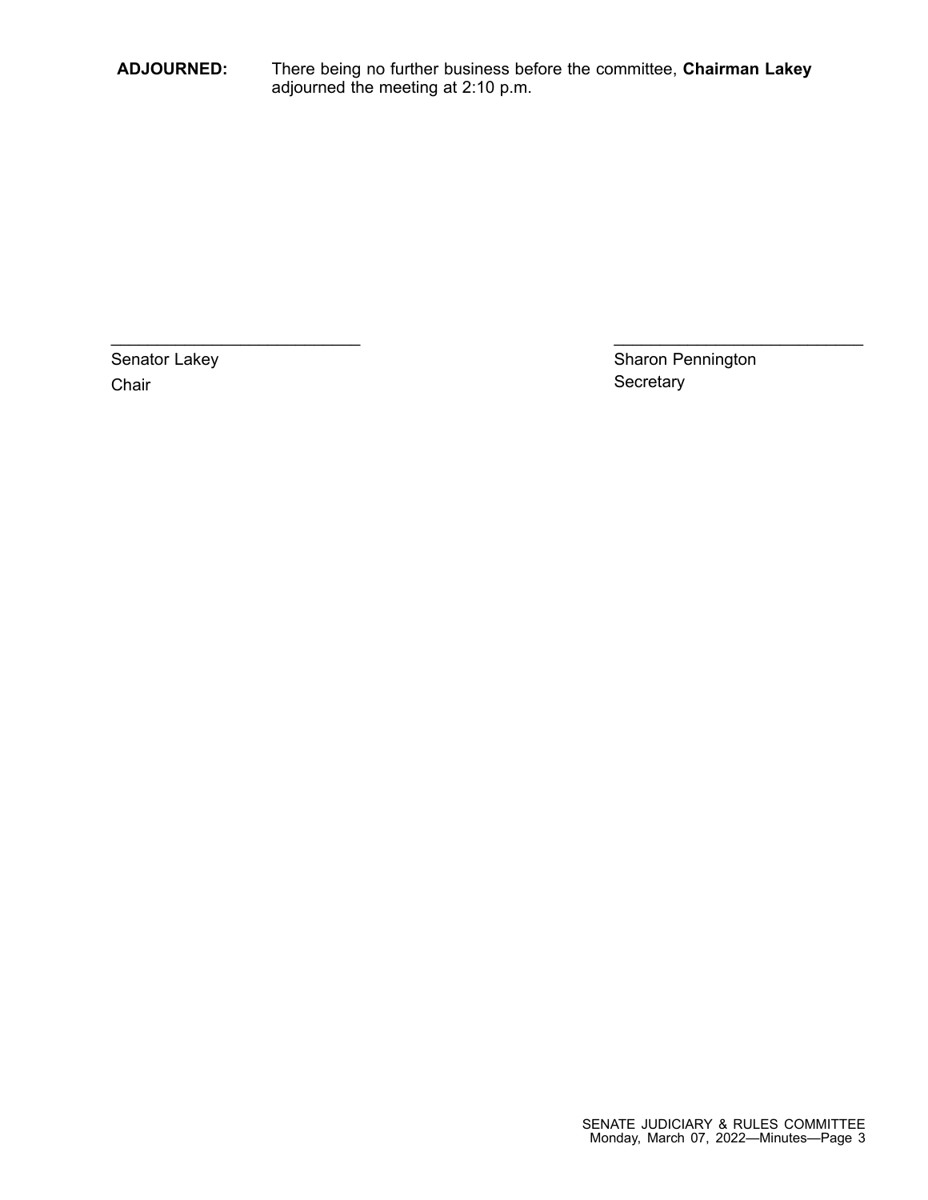**ADJOURNED:** There being no further business before the committee, **Chairman Lakey** adjourned the meeting at 2:10 p.m.

___________________________
Senator Lakey
Chair

___________________________
Sharon Pennington
Secretary